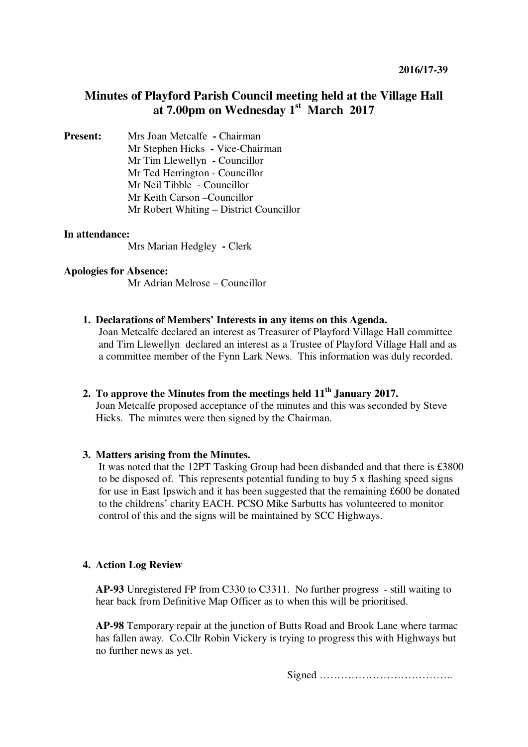2016/17-39

# Minutes of Playford Parish Council meeting held at the Village Hall at 7.00pm on Wednesday 1st March 2017

**Present:** Mrs Joan Metcalfe - Chairman
Mr Stephen Hicks - Vice-Chairman
Mr Tim Llewellyn - Councillor
Mr Ted Herrington - Councillor
Mr Neil Tibble - Councillor
Mr Keith Carson –Councillor
Mr Robert Whiting – District Councillor

**In attendance:**
Mrs Marian Hedgley - Clerk

**Apologies for Absence:**
Mr Adrian Melrose – Councillor

1. **Declarations of Members' Interests in any items on this Agenda.**
   Joan Metcalfe declared an interest as Treasurer of Playford Village Hall committee and Tim Llewellyn declared an interest as a Trustee of Playford Village Hall and as a committee member of the Fynn Lark News. This information was duly recorded.

2. **To approve the Minutes from the meetings held 11th January 2017.**
   Joan Metcalfe proposed acceptance of the minutes and this was seconded by Steve Hicks. The minutes were then signed by the Chairman.

3. **Matters arising from the Minutes.**
   It was noted that the 12PT Tasking Group had been disbanded and that there is £3800 to be disposed of. This represents potential funding to buy 5 x flashing speed signs for use in East Ipswich and it has been suggested that the remaining £600 be donated to the childrens' charity EACH. PCSO Mike Sarbutts has volunteered to monitor control of this and the signs will be maintained by SCC Highways.

4. **Action Log Review**

   **AP-93** Unregistered FP from C330 to C3311. No further progress - still waiting to hear back from Definitive Map Officer as to when this will be prioritised.

   **AP-98** Temporary repair at the junction of Butts Road and Brook Lane where tarmac has fallen away. Co.Cllr Robin Vickery is trying to progress this with Highways but no further news as yet.

Signed ………………………………..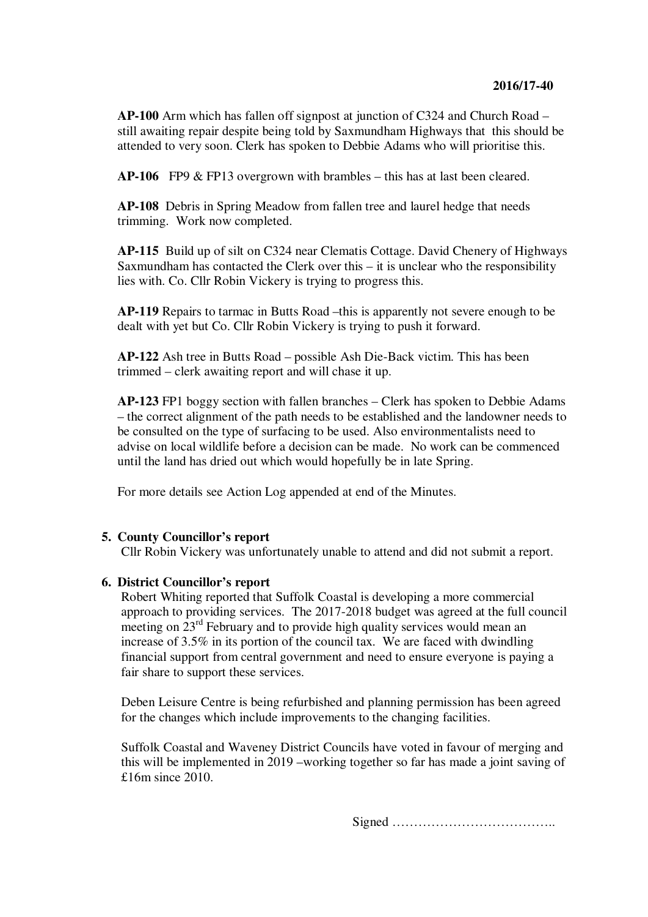**AP-100** Arm which has fallen off signpost at junction of C324 and Church Road – still awaiting repair despite being told by Saxmundham Highways that this should be attended to very soon. Clerk has spoken to Debbie Adams who will prioritise this.

**AP-106** FP9 & FP13 overgrown with brambles – this has at last been cleared.

**AP-108** Debris in Spring Meadow from fallen tree and laurel hedge that needs trimming. Work now completed.

**AP-115** Build up of silt on C324 near Clematis Cottage. David Chenery of Highways Saxmundham has contacted the Clerk over this – it is unclear who the responsibility lies with. Co. Cllr Robin Vickery is trying to progress this.

**AP-119** Repairs to tarmac in Butts Road –this is apparently not severe enough to be dealt with yet but Co. Cllr Robin Vickery is trying to push it forward.

**AP-122** Ash tree in Butts Road – possible Ash Die-Back victim. This has been trimmed – clerk awaiting report and will chase it up.

**AP-123** FP1 boggy section with fallen branches – Clerk has spoken to Debbie Adams – the correct alignment of the path needs to be established and the landowner needs to be consulted on the type of surfacing to be used. Also environmentalists need to advise on local wildlife before a decision can be made. No work can be commenced until the land has dried out which would hopefully be in late Spring.

For more details see Action Log appended at end of the Minutes.

**5. County Councillor's report**

Cllr Robin Vickery was unfortunately unable to attend and did not submit a report.

**6. District Councillor's report**

Robert Whiting reported that Suffolk Coastal is developing a more commercial approach to providing services. The 2017-2018 budget was agreed at the full council meeting on 23rd February and to provide high quality services would mean an increase of 3.5% in its portion of the council tax. We are faced with dwindling financial support from central government and need to ensure everyone is paying a fair share to support these services.

Deben Leisure Centre is being refurbished and planning permission has been agreed for the changes which include improvements to the changing facilities.

Suffolk Coastal and Waveney District Councils have voted in favour of merging and this will be implemented in 2019 –working together so far has made a joint saving of £16m since 2010.

Signed ………………………………..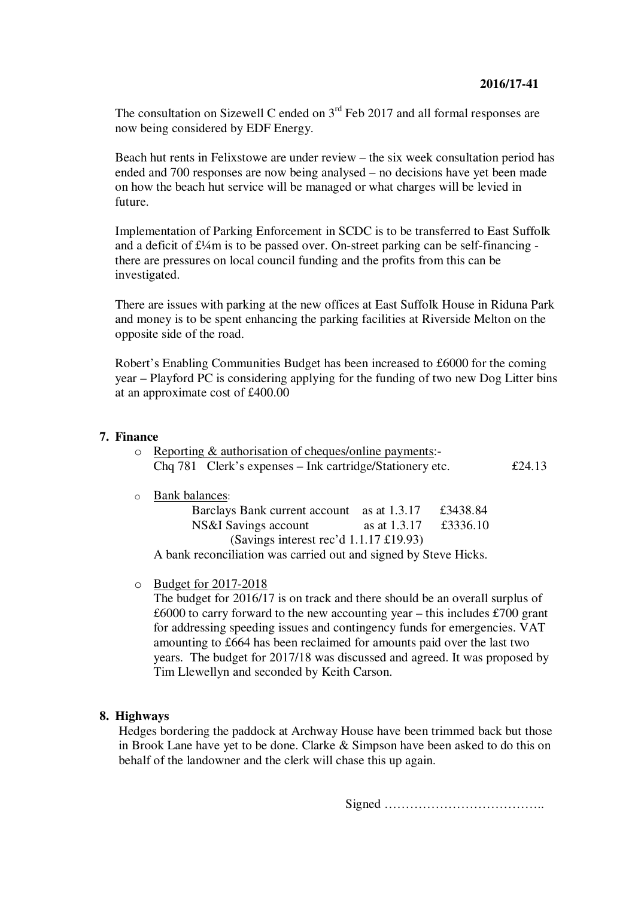2016/17-41

The consultation on Sizewell C ended on 3rd Feb 2017 and all formal responses are now being considered by EDF Energy.

Beach hut rents in Felixstowe are under review – the six week consultation period has ended and 700 responses are now being analysed – no decisions have yet been made on how the beach hut service will be managed or what charges will be levied in future.

Implementation of Parking Enforcement in SCDC is to be transferred to East Suffolk and a deficit of £¼m is to be passed over. On-street parking can be self-financing - there are pressures on local council funding and the profits from this can be investigated.

There are issues with parking at the new offices at East Suffolk House in Riduna Park and money is to be spent enhancing the parking facilities at Riverside Melton on the opposite side of the road.

Robert's Enabling Communities Budget has been increased to £6000 for the coming year – Playford PC is considering applying for the funding of two new Dog Litter bins at an approximate cost of £400.00

**7. Finance**

- Reporting & authorisation of cheques/online payments:-
  Chq 781 Clerk's expenses – Ink cartridge/Stationery etc. £24.13

- Bank balances:
  Barclays Bank current account as at 1.3.17 £3438.84
  NS&I Savings account as at 1.3.17 £3336.10
  (Savings interest rec'd 1.1.17 £19.93)
  A bank reconciliation was carried out and signed by Steve Hicks.

- Budget for 2017-2018
  The budget for 2016/17 is on track and there should be an overall surplus of £6000 to carry forward to the new accounting year – this includes £700 grant for addressing speeding issues and contingency funds for emergencies. VAT amounting to £664 has been reclaimed for amounts paid over the last two years. The budget for 2017/18 was discussed and agreed. It was proposed by Tim Llewellyn and seconded by Keith Carson.

**8. Highways**

Hedges bordering the paddock at Archway House have been trimmed back but those in Brook Lane have yet to be done. Clarke & Simpson have been asked to do this on behalf of the landowner and the clerk will chase this up again.

Signed ………………………………..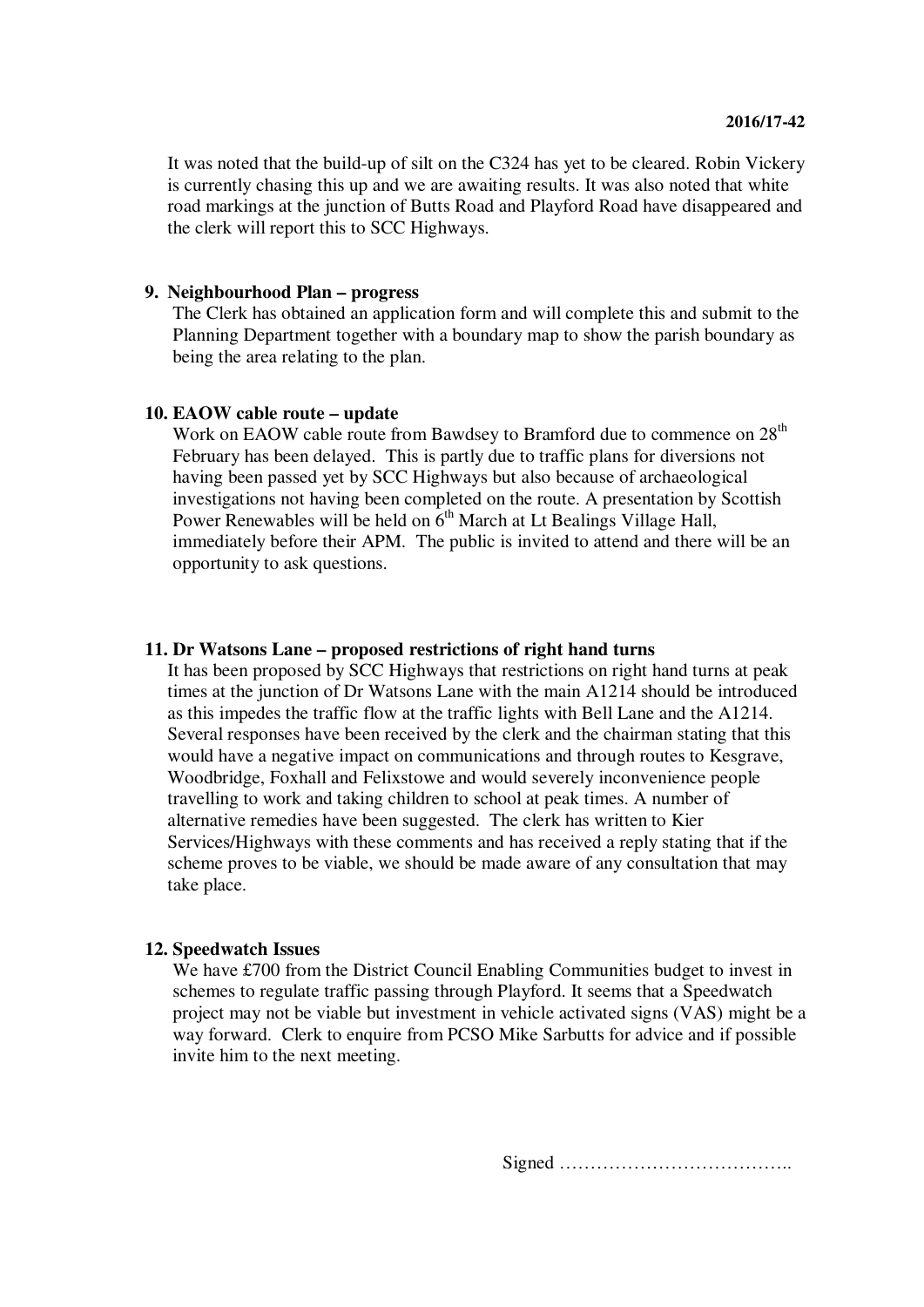It was noted that the build-up of silt on the C324 has yet to be cleared. Robin Vickery is currently chasing this up and we are awaiting results. It was also noted that white road markings at the junction of Butts Road and Playford Road have disappeared and the clerk will report this to SCC Highways.

**9. Neighbourhood Plan – progress**

The Clerk has obtained an application form and will complete this and submit to the Planning Department together with a boundary map to show the parish boundary as being the area relating to the plan.

**10. EAOW cable route – update**

Work on EAOW cable route from Bawdsey to Bramford due to commence on 28th February has been delayed. This is partly due to traffic plans for diversions not having been passed yet by SCC Highways but also because of archaeological investigations not having been completed on the route. A presentation by Scottish Power Renewables will be held on 6th March at Lt Bealings Village Hall, immediately before their APM. The public is invited to attend and there will be an opportunity to ask questions.

**11. Dr Watsons Lane – proposed restrictions of right hand turns**

It has been proposed by SCC Highways that restrictions on right hand turns at peak times at the junction of Dr Watsons Lane with the main A1214 should be introduced as this impedes the traffic flow at the traffic lights with Bell Lane and the A1214. Several responses have been received by the clerk and the chairman stating that this would have a negative impact on communications and through routes to Kesgrave, Woodbridge, Foxhall and Felixstowe and would severely inconvenience people travelling to work and taking children to school at peak times. A number of alternative remedies have been suggested. The clerk has written to Kier Services/Highways with these comments and has received a reply stating that if the scheme proves to be viable, we should be made aware of any consultation that may take place.

**12. Speedwatch Issues**

We have £700 from the District Council Enabling Communities budget to invest in schemes to regulate traffic passing through Playford. It seems that a Speedwatch project may not be viable but investment in vehicle activated signs (VAS) might be a way forward. Clerk to enquire from PCSO Mike Sarbutts for advice and if possible invite him to the next meeting.

Signed ………………………………..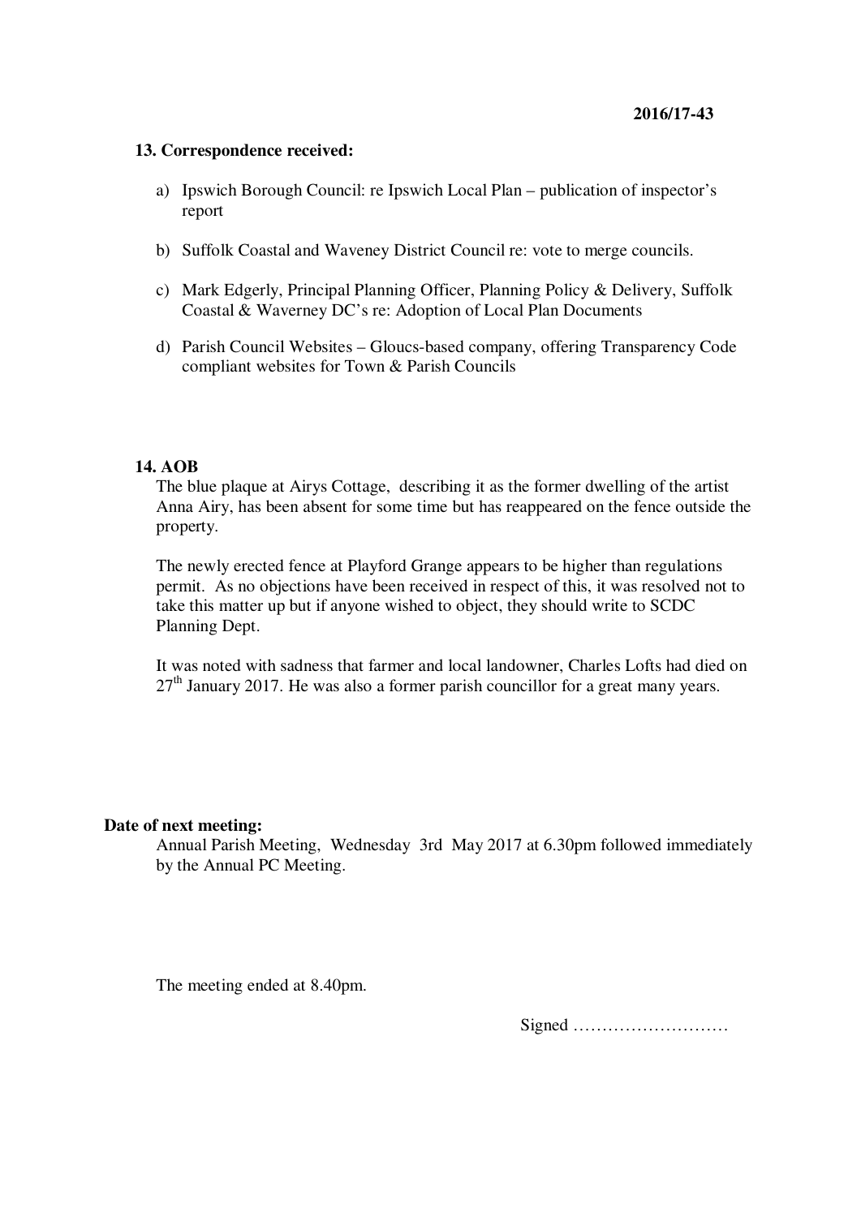**2016/17-43**

**13. Correspondence received:**

a) Ipswich Borough Council: re Ipswich Local Plan – publication of inspector's report

b) Suffolk Coastal and Waveney District Council re: vote to merge councils.

c) Mark Edgerly, Principal Planning Officer, Planning Policy & Delivery, Suffolk Coastal & Waverney DC's re: Adoption of Local Plan Documents

d) Parish Council Websites – Gloucs-based company, offering Transparency Code compliant websites for Town & Parish Councils

**14. AOB**

The blue plaque at Airys Cottage, describing it as the former dwelling of the artist Anna Airy, has been absent for some time but has reappeared on the fence outside the property.

The newly erected fence at Playford Grange appears to be higher than regulations permit. As no objections have been received in respect of this, it was resolved not to take this matter up but if anyone wished to object, they should write to SCDC Planning Dept.

It was noted with sadness that farmer and local landowner, Charles Lofts had died on 27th January 2017. He was also a former parish councillor for a great many years.

**Date of next meeting:**

Annual Parish Meeting, Wednesday 3rd May 2017 at 6.30pm followed immediately by the Annual PC Meeting.

The meeting ended at 8.40pm.

Signed ………………………